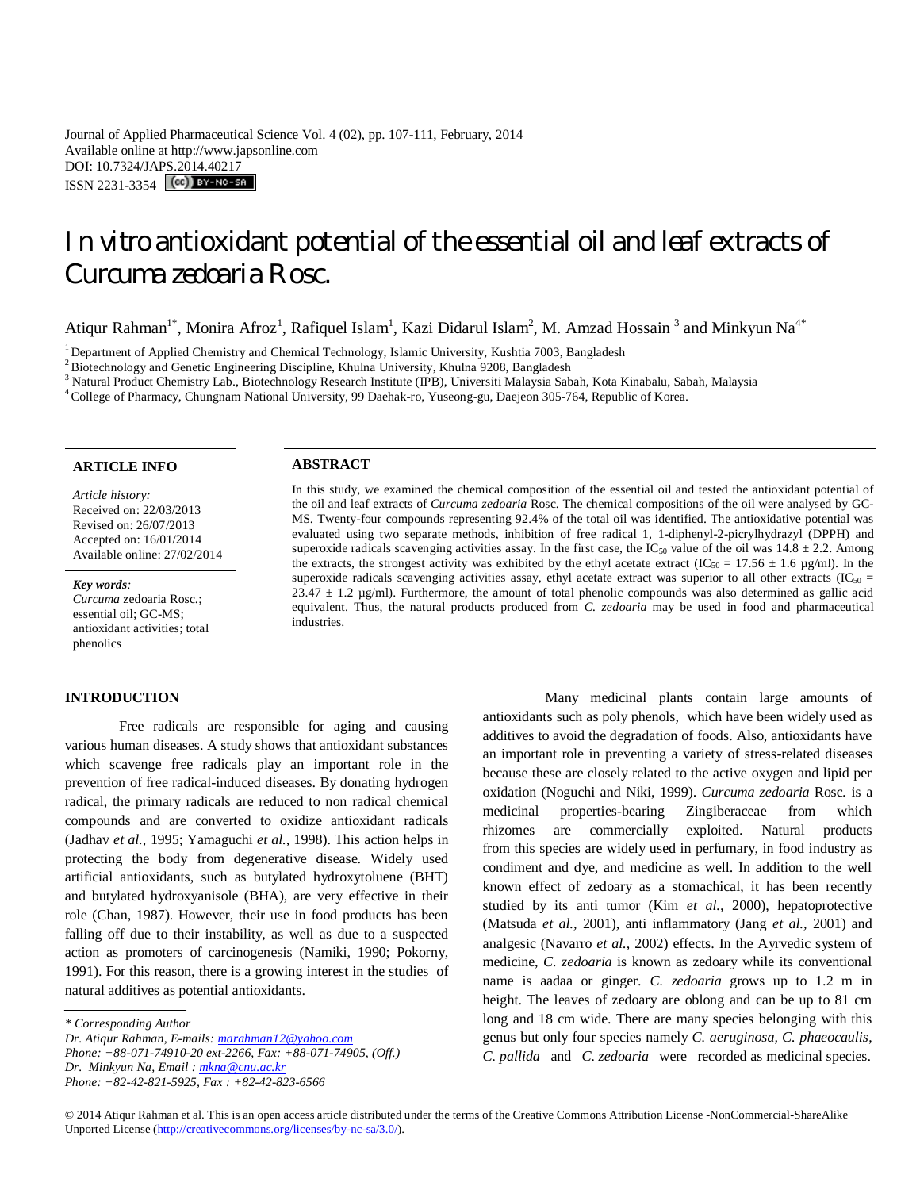# In vitro antioxidant potential of the essential oil and leaf extracts of *Curcuma zedoaria* Rosc.

Atiqur Rahman[1*], Monira Afroz[1], Rafiquel Islam[1], Kazi Didarul Islam[2], M. Amzad Hossain [3] and Minkyun Na[4*]

[1] Department of Applied Chemistry and Chemical Technology, Islamic University, Kushtia 7003, Bangladesh
[2] Biotechnology and Genetic Engineering Discipline, Khulna University, Khulna 9208, Bangladesh
[3] Natural Product Chemistry Lab., Biotechnology Research Institute (IPB), Universiti Malaysia Sabah, Kota Kinabalu, Sabah, Malaysia
[4] College of Pharmacy, Chungnam National University, 99 Daehak-ro, Yuseong-gu, Daejeon 305-764, Republic of Korea.

## ARTICLE INFO

*Article history:*
Received on: 22/03/2013
Revised on: 26/07/2013
Accepted on: 16/01/2014
Available online: 27/02/2014

***Key words**:*
*Curcuma* zedoaria Rosc.; essential oil; GC-MS; antioxidant activities; total phenolics

## ABSTRACT

In this study, we examined the chemical composition of the essential oil and tested the antioxidant potential of the oil and leaf extracts of *Curcuma zedoaria* Rosc. The chemical compositions of the oil were analysed by GC-MS. Twenty-four compounds representing 92.4% of the total oil was identified. The antioxidative potential was evaluated using two separate methods, inhibition of free radical 1, 1-diphenyl-2-picrylhydrazyl (DPPH) and superoxide radicals scavenging activities assay. In the first case, the $IC_{50}$ value of the oil was 14.8 ± 2.2. Among the extracts, the strongest activity was exhibited by the ethyl acetate extract ($IC_{50}$ = 17.56 ± 1.6 µg/ml). In the superoxide radicals scavenging activities assay, ethyl acetate extract was superior to all other extracts ($IC_{50}$ = 23.47 ± 1.2 µg/ml). Furthermore, the amount of total phenolic compounds was also determined as gallic acid equivalent. Thus, the natural products produced from *C. zedoaria* may be used in food and pharmaceutical industries.

## INTRODUCTION

Free radicals are responsible for aging and causing various human diseases. A study shows that antioxidant substances which scavenge free radicals play an important role in the prevention of free radical-induced diseases. By donating hydrogen radical, the primary radicals are reduced to non radical chemical compounds and are converted to oxidize antioxidant radicals (Jadhav *et al.,* 1995; Yamaguchi *et al.,* 1998). This action helps in protecting the body from degenerative disease. Widely used artificial antioxidants, such as butylated hydroxytoluene (BHT) and butylated hydroxyanisole (BHA), are very effective in their role (Chan, 1987). However, their use in food products has been falling off due to their instability, as well as due to a suspected action as promoters of carcinogenesis (Namiki, 1990; Pokorny, 1991). For this reason, there is a growing interest in the studies of natural additives as potential antioxidants.

Many medicinal plants contain large amounts of antioxidants such as poly phenols, which have been widely used as additives to avoid the degradation of foods. Also, antioxidants have an important role in preventing a variety of stress-related diseases because these are closely related to the active oxygen and lipid per oxidation (Noguchi and Niki, 1999). *Curcuma zedoaria* Rosc. is a medicinal properties-bearing Zingiberaceae from which rhizomes are commercially exploited. Natural products from this species are widely used in perfumary, in food industry as condiment and dye, and medicine as well. In addition to the well known effect of zedoary as a stomachical, it has been recently studied by its anti tumor (Kim *et al.,* 2000), hepatoprotective (Matsuda *et al.,* 2001), anti inflammatory (Jang *et al.,* 2001) and analgesic (Navarro *et al.,* 2002) effects. In the Ayrvedic system of medicine, *C. zedoaria* is known as zedoary while its conventional name is aadaa or ginger. *C. zedoaria* grows up to 1.2 m in height. The leaves of zedoary are oblong and can be up to 81 cm long and 18 cm wide. There are many species belonging with this genus but only four species namely *C. aeruginosa, C. phaeocaulis*, *C. pallida* and *C. zedoaria* were recorded as medicinal species.

*\* Corresponding Author*
*Dr. Atiqur Rahman, E-mails: marahman12@yahoo.com*
*Phone: +88-071-74910-20 ext-2266, Fax: +88-071-74905, (Off.)*
*Dr. Minkyun Na, Email : mkna@cnu.ac.kr*
*Phone: +82-42-821-5925, Fax : +82-42-823-6566*

© 2014 Atiqur Rahman et al. This is an open access article distributed under the terms of the Creative Commons Attribution License -NonCommercial-ShareAlike Unported License (http://creativecommons.org/licenses/by-nc-sa/3.0/).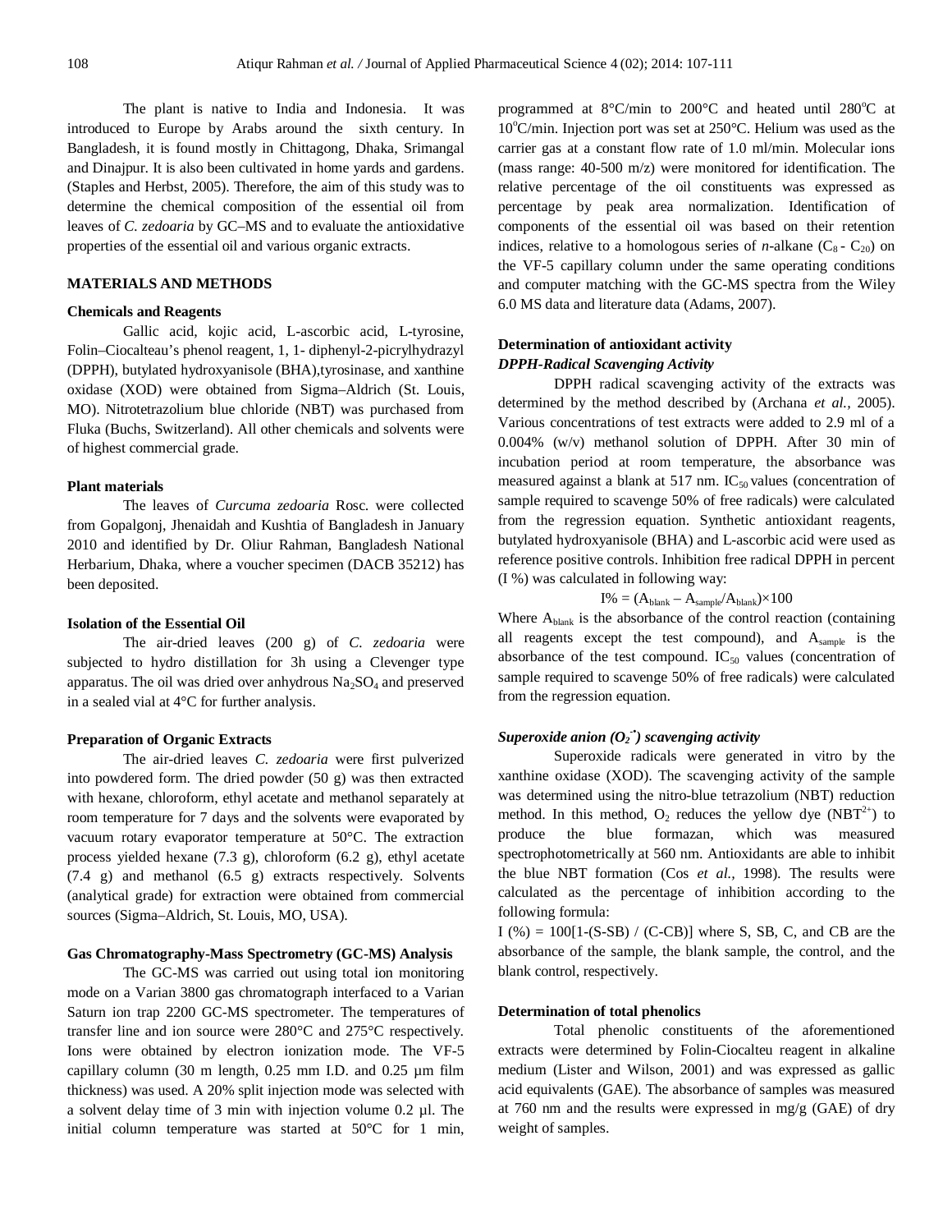The plant is native to India and Indonesia. It was introduced to Europe by Arabs around the sixth century. In Bangladesh, it is found mostly in Chittagong, Dhaka, Srimangal and Dinajpur. It is also been cultivated in home yards and gardens. (Staples and Herbst, 2005). Therefore, the aim of this study was to determine the chemical composition of the essential oil from leaves of *C. zedoaria* by GC–MS and to evaluate the antioxidative properties of the essential oil and various organic extracts.

## MATERIALS AND METHODS

### Chemicals and Reagents

Gallic acid, kojic acid, L-ascorbic acid, L-tyrosine, Folin–Ciocalteau's phenol reagent, 1, 1- diphenyl-2-picrylhydrazyl (DPPH), butylated hydroxyanisole (BHA),tyrosinase, and xanthine oxidase (XOD) were obtained from Sigma–Aldrich (St. Louis, MO). Nitrotetrazolium blue chloride (NBT) was purchased from Fluka (Buchs, Switzerland). All other chemicals and solvents were of highest commercial grade.

### Plant materials

The leaves of *Curcuma zedoaria* Rosc. were collected from Gopalgonj, Jhenaidah and Kushtia of Bangladesh in January 2010 and identified by Dr. Oliur Rahman, Bangladesh National Herbarium, Dhaka, where a voucher specimen (DACB 35212) has been deposited.

### Isolation of the Essential Oil

The air-dried leaves (200 g) of *C. zedoaria* were subjected to hydro distillation for 3h using a Clevenger type apparatus. The oil was dried over anhydrous $Na_2SO_4$ and preserved in a sealed vial at 4°C for further analysis.

### Preparation of Organic Extracts

The air-dried leaves *C. zedoaria* were first pulverized into powdered form. The dried powder (50 g) was then extracted with hexane, chloroform, ethyl acetate and methanol separately at room temperature for 7 days and the solvents were evaporated by vacuum rotary evaporator temperature at 50°C. The extraction process yielded hexane (7.3 g), chloroform (6.2 g), ethyl acetate (7.4 g) and methanol (6.5 g) extracts respectively. Solvents (analytical grade) for extraction were obtained from commercial sources (Sigma–Aldrich, St. Louis, MO, USA).

### Gas Chromatography-Mass Spectrometry (GC-MS) Analysis

The GC-MS was carried out using total ion monitoring mode on a Varian 3800 gas chromatograph interfaced to a Varian Saturn ion trap 2200 GC-MS spectrometer. The temperatures of transfer line and ion source were 280°C and 275°C respectively. Ions were obtained by electron ionization mode. The VF-5 capillary column (30 m length, 0.25 mm I.D. and 0.25 µm film thickness) was used. A 20% split injection mode was selected with a solvent delay time of 3 min with injection volume 0.2 µl. The initial column temperature was started at 50°C for 1 min, programmed at 8°C/min to 200°C and heated until 280°C at 10°C/min. Injection port was set at 250°C. Helium was used as the carrier gas at a constant flow rate of 1.0 ml/min. Molecular ions (mass range: 40-500 m/z) were monitored for identification. The relative percentage of the oil constituents was expressed as percentage by peak area normalization. Identification of components of the essential oil was based on their retention indices, relative to a homologous series of *n*-alkane ($C_8$ - $C_{20}$) on the VF-5 capillary column under the same operating conditions and computer matching with the GC-MS spectra from the Wiley 6.0 MS data and literature data (Adams, 2007).

### Determination of antioxidant activity

#### *DPPH-Radical Scavenging Activity*

DPPH radical scavenging activity of the extracts was determined by the method described by (Archana *et al.,* 2005). Various concentrations of test extracts were added to 2.9 ml of a 0.004% (w/v) methanol solution of DPPH. After 30 min of incubation period at room temperature, the absorbance was measured against a blank at 517 nm. $IC_{50}$ values (concentration of sample required to scavenge 50% of free radicals) were calculated from the regression equation. Synthetic antioxidant reagents, butylated hydroxyanisole (BHA) and L-ascorbic acid were used as reference positive controls. Inhibition free radical DPPH in percent (I %) was calculated in following way:

$$I\% = (A_{blank} - A_{sample}/A_{blank})\times 100$$

Where $A_{blank}$ is the absorbance of the control reaction (containing all reagents except the test compound), and $A_{sample}$ is the absorbance of the test compound. $IC_{50}$ values (concentration of sample required to scavenge 50% of free radicals) were calculated from the regression equation.

#### *Superoxide anion ($O_2^{\bullet-}$) scavenging activity*

Superoxide radicals were generated in vitro by the xanthine oxidase (XOD). The scavenging activity of the sample was determined using the nitro-blue tetrazolium (NBT) reduction method. In this method, $O_2$ reduces the yellow dye ($NBT^{2+}$) to produce the blue formazan, which was measured spectrophotometrically at 560 nm. Antioxidants are able to inhibit the blue NBT formation (Cos *et al.,* 1998). The results were calculated as the percentage of inhibition according to the following formula:

I (%) = 100[1-(S-SB) / (C-CB)] where S, SB, C, and CB are the absorbance of the sample, the blank sample, the control, and the blank control, respectively.

### Determination of total phenolics

Total phenolic constituents of the aforementioned extracts were determined by Folin-Ciocalteu reagent in alkaline medium (Lister and Wilson, 2001) and was expressed as gallic acid equivalents (GAE). The absorbance of samples was measured at 760 nm and the results were expressed in mg/g (GAE) of dry weight of samples.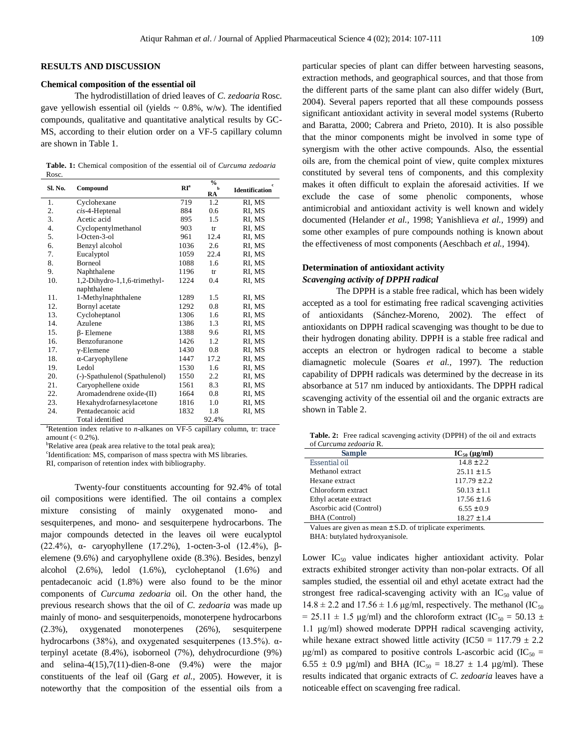## RESULTS AND DISCUSSION

### Chemical composition of the essential oil

The hydrodistillation of dried leaves of *C. zedoaria* Rosc. gave yellowish essential oil (yields ~ 0.8%, w/w). The identified compounds, qualitative and quantitative analytical results by GC-MS, according to their elution order on a VF-5 capillary column are shown in Table 1.

**Table. 1:** Chemical composition of the essential oil of *Curcuma zedoaria* Rosc.

| Sl. No. | Compound | RI[a] | % RA[b] | Identification[c] |
|---|---|---|---|---|
| 1. | Cyclohexane | 719 | 1.2 | RI, MS |
| 2. | *cis*-4-Heptenal | 884 | 0.6 | RI, MS |
| 3. | Acetic acid | 895 | 1.5 | RI, MS |
| 4. | Cyclopentylmethanol | 903 | tr | RI, MS |
| 5. | l-Octen-3-ol | 961 | 12.4 | RI, MS |
| 6. | Benzyl alcohol | 1036 | 2.6 | RI, MS |
| 7. | Eucalyptol | 1059 | 22.4 | RI, MS |
| 8. | Borneol | 1088 | 1.6 | RI, MS |
| 9. | Naphthalene | 1196 | tr | RI, MS |
| 10. | 1,2-Dihydro-1,1,6-trimethyl-naphthalene | 1224 | 0.4 | RI, MS |
| 11. | 1-Methylnaphthalene | 1289 | 1.5 | RI, MS |
| 12. | Bornyl acetate | 1292 | 0.8 | RI, MS |
| 13. | Cycloheptanol | 1306 | 1.6 | RI, MS |
| 14. | Azulene | 1386 | 1.3 | RI, MS |
| 15. | β- Elemene | 1388 | 9.6 | RI, MS |
| 16. | Benzofuranone | 1426 | 1.2 | RI, MS |
| 17. | γ-Elemene | 1430 | 0.8 | RI, MS |
| 18. | α-Caryophyllene | 1447 | 17.2 | RI, MS |
| 19. | Ledol | 1530 | 1.6 | RI, MS |
| 20. | (-)-Spathulenol (Spathulenol) | 1550 | 2.2 | RI, MS |
| 21. | Caryophellene oxide | 1561 | 8.3 | RI, MS |
| 22. | Aromadendrene oxide-(II) | 1664 | 0.8 | RI, MS |
| 23. | Hexahydrofarnesylacetone | 1816 | 1.0 | RI, MS |
| 24. | Pentadecanoic acid | 1832 | 1.8 | RI, MS |
| | Total identified | | 92.4% | |

[a]Retention index relative to *n*-alkanes on VF-5 capillary column, tr: trace amount (< 0.2%).
[b]Relative area (peak area relative to the total peak area);
[c]Identification: MS, comparison of mass spectra with MS libraries.
RI, comparison of retention index with bibliography.

Twenty-four constituents accounting for 92.4% of total oil compositions were identified. The oil contains a complex mixture consisting of mainly oxygenated mono- and sesquiterpenes, and mono- and sesquiterpene hydrocarbons. The major compounds detected in the leaves oil were eucalyptol (22.4%), α- caryophyllene (17.2%), 1-octen-3-ol (12.4%), β-elemene (9.6%) and caryophyllene oxide (8.3%). Besides, benzyl alcohol (2.6%), ledol (1.6%), cycloheptanol (1.6%) and pentadecanoic acid (1.8%) were also found to be the minor components of *Curcuma zedoaria* oil. On the other hand, the previous research shows that the oil of *C. zedoaria* was made up mainly of mono- and sesquiterpenoids, monoterpene hydrocarbons (2.3%), oxygenated monoterpenes (26%), sesquiterpene hydrocarbons (38%), and oxygenated sesquiterpenes (13.5%). α-terpinyl acetate (8.4%), isoborneol (7%), dehydrocurdione (9%) and selina-4(15),7(11)-dien-8-one (9.4%) were the major constituents of the leaf oil (Garg *et al.,* 2005). However, it is noteworthy that the composition of the essential oils from a particular species of plant can differ between harvesting seasons, extraction methods, and geographical sources, and that those from the different parts of the same plant can also differ widely (Burt, 2004). Several papers reported that all these compounds possess significant antioxidant activity in several model systems (Ruberto and Baratta, 2000; Cabrera and Prieto, 2010). It is also possible that the minor components might be involved in some type of synergism with the other active compounds. Also, the essential oils are, from the chemical point of view, quite complex mixtures constituted by several tens of components, and this complexity makes it often difficult to explain the aforesaid activities. If we exclude the case of some phenolic components, whose antimicrobial and antioxidant activity is well known and widely documented (Helander *et al.,* 1998; Yanishlieva *et al.,* 1999) and some other examples of pure compounds nothing is known about the effectiveness of most components (Aeschbach *et al.,* 1994).

### Determination of antioxidant activity

#### *Scavenging activity of DPPH radical*

The DPPH is a stable free radical, which has been widely accepted as a tool for estimating free radical scavenging activities of antioxidants (Sánchez-Moreno, 2002). The effect of antioxidants on DPPH radical scavenging was thought to be due to their hydrogen donating ability. DPPH is a stable free radical and accepts an electron or hydrogen radical to become a stable diamagnetic molecule (Soares *et al.,* 1997). The reduction capability of DPPH radicals was determined by the decrease in its absorbance at 517 nm induced by antioxidants. The DPPH radical scavenging activity of the essential oil and the organic extracts are shown in Table 2.

**Table. 2:** Free radical scavenging activity (DPPH) of the oil and extracts of *Curcuma zedoaria* R.

| Sample | $IC_{50}$ (μg/ml) |
|---|---|
| Essential oil | 14.8 ± 2.2 |
| Methanol extract | 25.11 ± 1.5 |
| Hexane extract | 117.79 ± 2.2 |
| Chloroform extract | 50.13 ± 1.1 |
| Ethyl acetate extract | 17.56 ± 1.6 |
| Ascorbic acid (Control) | 6.55 ± 0.9 |
| BHA (Control) | 18.27 ± 1.4 |

Values are given as mean ± S.D. of triplicate experiments.
BHA: butylated hydroxyanisole.

Lower $IC_{50}$ value indicates higher antioxidant activity. Polar extracts exhibited stronger activity than non-polar extracts. Of all samples studied, the essential oil and ethyl acetate extract had the strongest free radical-scavenging activity with an $IC_{50}$ value of 14.8 ± 2.2 and 17.56 ± 1.6 μg/ml, respectively. The methanol ($IC_{50}$ = 25.11 ± 1.5 μg/ml) and the chloroform extract ($IC_{50}$ = 50.13 ± 1.1 μg/ml) showed moderate DPPH radical scavenging activity, while hexane extract showed little activity (IC50 = 117.79 ± 2.2 μg/ml) as compared to positive controls L-ascorbic acid ($IC_{50}$ = 6.55 ± 0.9 μg/ml) and BHA ($IC_{50}$ = 18.27 ± 1.4 μg/ml). These results indicated that organic extracts of *C. zedoaria* leaves have a noticeable effect on scavenging free radical.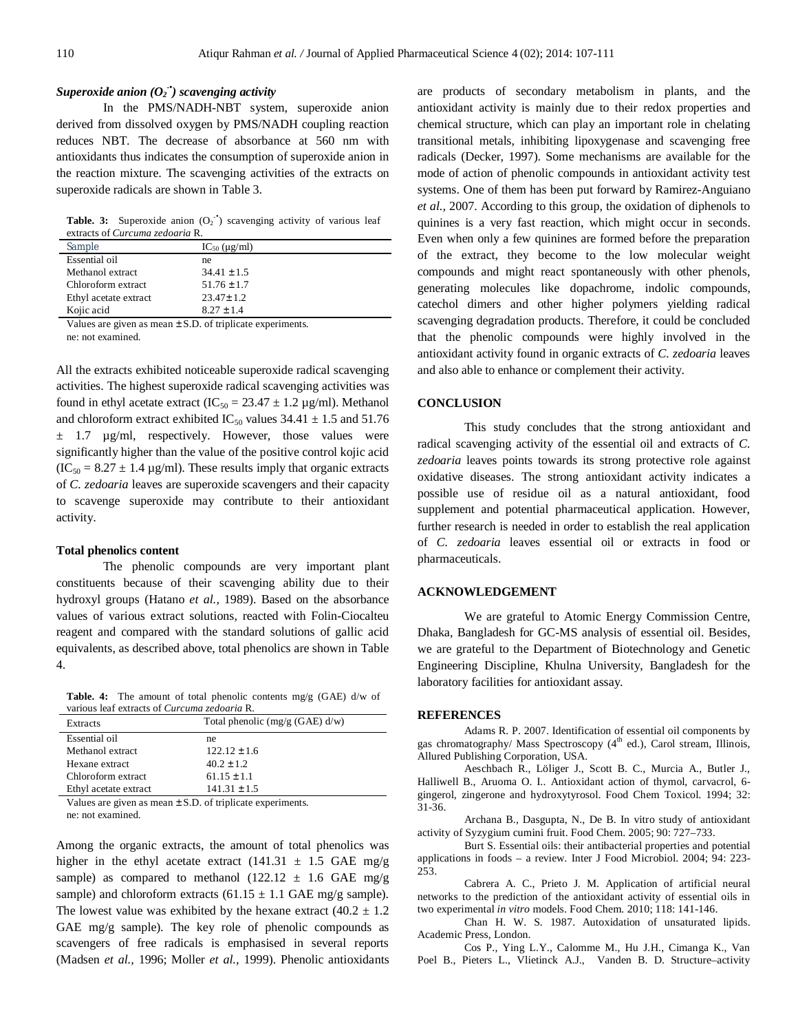### *Superoxide anion ($O_2^{\bullet-}$) scavenging activity*

In the PMS/NADH-NBT system, superoxide anion derived from dissolved oxygen by PMS/NADH coupling reaction reduces NBT. The decrease of absorbance at 560 nm with antioxidants thus indicates the consumption of superoxide anion in the reaction mixture. The scavenging activities of the extracts on superoxide radicals are shown in Table 3.

**Table. 3:** Superoxide anion ($O_2^{\bullet-}$) scavenging activity of various leaf extracts of *Curcuma zedoaria* R.

| Sample | $IC_{50}$ (µg/ml) |
|---|---|
| Essential oil | ne |
| Methanol extract | 34.41 ± 1.5 |
| Chloroform extract | 51.76 ± 1.7 |
| Ethyl acetate extract | 23.47± 1.2 |
| Kojic acid | 8.27 ± 1.4 |

Values are given as mean ± S.D. of triplicate experiments.
ne: not examined.

All the extracts exhibited noticeable superoxide radical scavenging activities. The highest superoxide radical scavenging activities was found in ethyl acetate extract ($IC_{50}$ = 23.47 ± 1.2 µg/ml). Methanol and chloroform extract exhibited $IC_{50}$ values 34.41 ± 1.5 and 51.76 ± 1.7 µg/ml, respectively. However, those values were significantly higher than the value of the positive control kojic acid ($IC_{50}$ = 8.27 ± 1.4 µg/ml). These results imply that organic extracts of *C. zedoaria* leaves are superoxide scavengers and their capacity to scavenge superoxide may contribute to their antioxidant activity.

### Total phenolics content

The phenolic compounds are very important plant constituents because of their scavenging ability due to their hydroxyl groups (Hatano *et al.,* 1989). Based on the absorbance values of various extract solutions, reacted with Folin-Ciocalteu reagent and compared with the standard solutions of gallic acid equivalents, as described above, total phenolics are shown in Table 4.

**Table. 4:** The amount of total phenolic contents mg/g (GAE) d/w of various leaf extracts of *Curcuma zedoaria* R.

| Extracts | Total phenolic (mg/g (GAE) d/w) |
|---|---|
| Essential oil | ne |
| Methanol extract | 122.12 ± 1.6 |
| Hexane extract | 40.2 ± 1.2 |
| Chloroform extract | 61.15 ± 1.1 |
| Ethyl acetate extract | 141.31 ± 1.5 |

Values are given as mean ± S.D. of triplicate experiments.
ne: not examined.

Among the organic extracts, the amount of total phenolics was higher in the ethyl acetate extract (141.31 ± 1.5 GAE mg/g sample) as compared to methanol (122.12 ± 1.6 GAE mg/g sample) and chloroform extracts (61.15 ± 1.1 GAE mg/g sample). The lowest value was exhibited by the hexane extract (40.2 ± 1.2 GAE mg/g sample). The key role of phenolic compounds as scavengers of free radicals is emphasised in several reports (Madsen *et al.*, 1996; Moller *et al.*, 1999). Phenolic antioxidants are products of secondary metabolism in plants, and the antioxidant activity is mainly due to their redox properties and chemical structure, which can play an important role in chelating transitional metals, inhibiting lipoxygenase and scavenging free radicals (Decker, 1997). Some mechanisms are available for the mode of action of phenolic compounds in antioxidant activity test systems. One of them has been put forward by Ramirez-Anguiano *et al.,* 2007. According to this group, the oxidation of diphenols to quinines is a very fast reaction, which might occur in seconds. Even when only a few quinines are formed before the preparation of the extract, they become to the low molecular weight compounds and might react spontaneously with other phenols, generating molecules like dopachrome, indolic compounds, catechol dimers and other higher polymers yielding radical scavenging degradation products. Therefore, it could be concluded that the phenolic compounds were highly involved in the antioxidant activity found in organic extracts of *C. zedoaria* leaves and also able to enhance or complement their activity.

## CONCLUSION

This study concludes that the strong antioxidant and radical scavenging activity of the essential oil and extracts of *C. zedoaria* leaves points towards its strong protective role against oxidative diseases. The strong antioxidant activity indicates a possible use of residue oil as a natural antioxidant, food supplement and potential pharmaceutical application. However, further research is needed in order to establish the real application of *C. zedoaria* leaves essential oil or extracts in food or pharmaceuticals.

## ACKNOWLEDGEMENT

We are grateful to Atomic Energy Commission Centre, Dhaka, Bangladesh for GC-MS analysis of essential oil. Besides, we are grateful to the Department of Biotechnology and Genetic Engineering Discipline, Khulna University, Bangladesh for the laboratory facilities for antioxidant assay.

## REFERENCES

Adams R. P. 2007. Identification of essential oil components by gas chromatography/ Mass Spectroscopy (4th ed.), Carol stream, Illinois, Allured Publishing Corporation, USA.

Aeschbach R., Löliger J., Scott B. C., Murcia A., Butler J., Halliwell B., Aruoma O. I.. Antioxidant action of thymol, carvacrol, 6-gingerol, zingerone and hydroxytyrosol. Food Chem Toxicol. 1994; 32: 31-36.

Archana B., Dasgupta, N., De B. In vitro study of antioxidant activity of Syzygium cumini fruit. Food Chem. 2005; 90: 727–733.

Burt S. Essential oils: their antibacterial properties and potential applications in foods – a review. Inter J Food Microbiol. 2004; 94: 223-253.

Cabrera A. C., Prieto J. M. Application of artificial neural networks to the prediction of the antioxidant activity of essential oils in two experimental *in vitro* models. Food Chem. 2010; 118: 141-146.

Chan H. W. S. 1987. Autoxidation of unsaturated lipids. Academic Press, London.

Cos P., Ying L.Y., Calomme M., Hu J.H., Cimanga K., Van Poel B., Pieters L., Vlietinck A.J., Vanden B. D. Structure–activity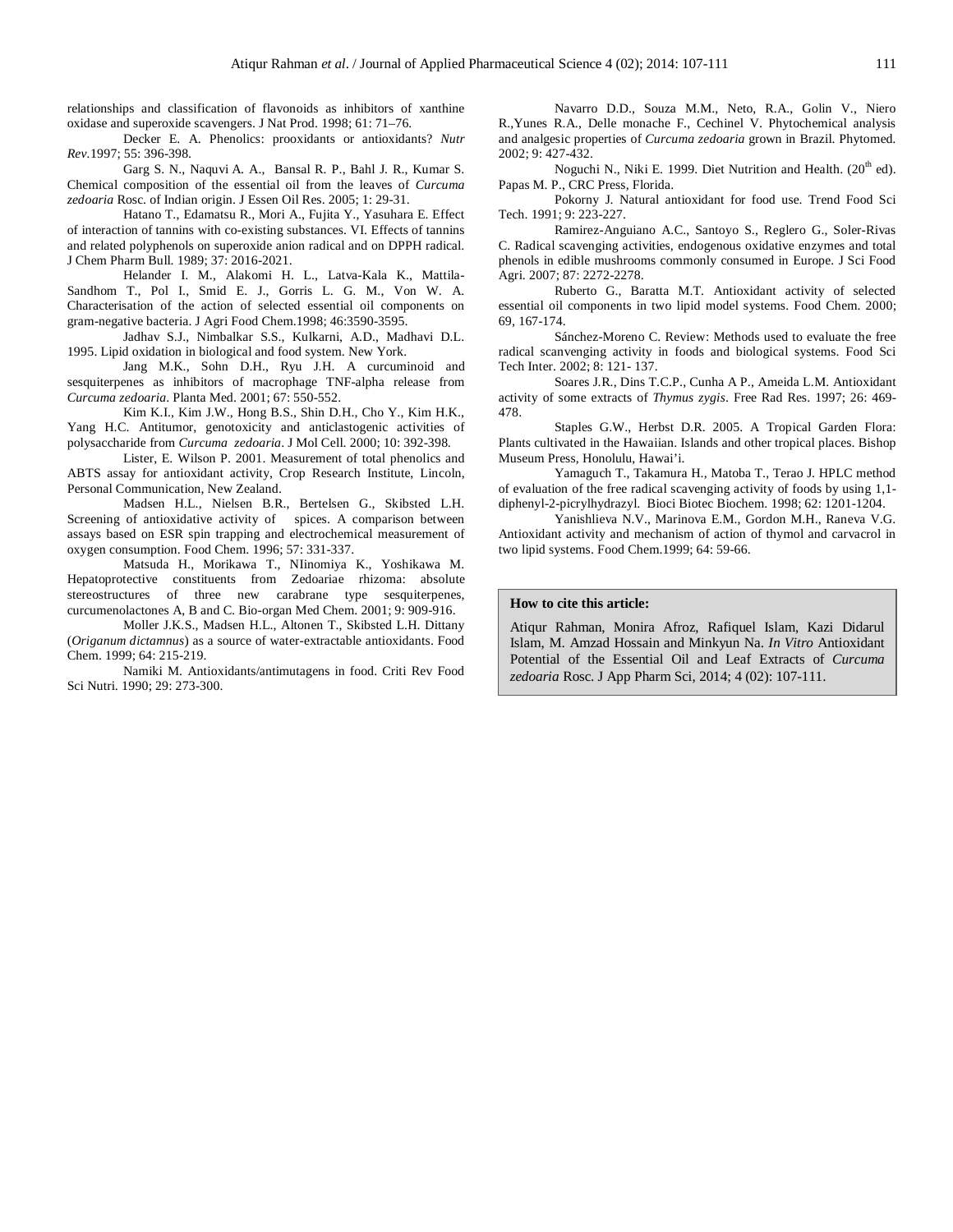relationships and classification of flavonoids as inhibitors of xanthine oxidase and superoxide scavengers. J Nat Prod. 1998; 61: 71–76.

Decker E. A. Phenolics: prooxidants or antioxidants? *Nutr Rev*.1997; 55: 396-398.

Garg S. N., Naquvi A. A., Bansal R. P., Bahl J. R., Kumar S. Chemical composition of the essential oil from the leaves of *Curcuma zedoaria* Rosc. of Indian origin. J Essen Oil Res. 2005; 1: 29-31.

Hatano T., Edamatsu R., Mori A., Fujita Y., Yasuhara E. Effect of interaction of tannins with co-existing substances. VI. Effects of tannins and related polyphenols on superoxide anion radical and on DPPH radical. J Chem Pharm Bull. 1989; 37: 2016-2021.

Helander I. M., Alakomi H. L., Latva-Kala K., Mattila-Sandhom T., Pol I., Smid E. J., Gorris L. G. M., Von W. A. Characterisation of the action of selected essential oil components on gram-negative bacteria. J Agri Food Chem.1998; 46:3590-3595.

Jadhav S.J., Nimbalkar S.S., Kulkarni, A.D., Madhavi D.L. 1995. Lipid oxidation in biological and food system. New York.

Jang M.K., Sohn D.H., Ryu J.H. A curcuminoid and sesquiterpenes as inhibitors of macrophage TNF-alpha release from *Curcuma zedoaria*. Planta Med. 2001; 67: 550-552.

Kim K.I., Kim J.W., Hong B.S., Shin D.H., Cho Y., Kim H.K., Yang H.C. Antitumor, genotoxicity and anticlastogenic activities of polysaccharide from *Curcuma zedoaria*. J Mol Cell. 2000; 10: 392-398.

Lister, E. Wilson P. 2001. Measurement of total phenolics and ABTS assay for antioxidant activity, Crop Research Institute, Lincoln, Personal Communication, New Zealand.

Madsen H.L., Nielsen B.R., Bertelsen G., Skibsted L.H. Screening of antioxidative activity of spices. A comparison between assays based on ESR spin trapping and electrochemical measurement of oxygen consumption. Food Chem. 1996; 57: 331-337.

Matsuda H., Morikawa T., NIinomiya K., Yoshikawa M. Hepatoprotective constituents from Zedoariae rhizoma: absolute stereostructures of three new carabrane type sesquiterpenes, curcumenolactones A, B and C. Bio-organ Med Chem. 2001; 9: 909-916.

Moller J.K.S., Madsen H.L., Altonen T., Skibsted L.H. Dittany (*Origanum dictamnus*) as a source of water-extractable antioxidants. Food Chem. 1999; 64: 215-219.

Namiki M. Antioxidants/antimutagens in food. Criti Rev Food Sci Nutri. 1990; 29: 273-300.

Navarro D.D., Souza M.M., Neto, R.A., Golin V., Niero R.,Yunes R.A., Delle monache F., Cechinel V. Phytochemical analysis and analgesic properties of *Curcuma zedoaria* grown in Brazil. Phytomed. 2002; 9: 427-432.

Noguchi N., Niki E. 1999. Diet Nutrition and Health. (20th ed). Papas M. P., CRC Press, Florida.

Pokorny J. Natural antioxidant for food use. Trend Food Sci Tech. 1991; 9: 223-227.

Ramirez-Anguiano A.C., Santoyo S., Reglero G., Soler-Rivas C. Radical scavenging activities, endogenous oxidative enzymes and total phenols in edible mushrooms commonly consumed in Europe. J Sci Food Agri. 2007; 87: 2272-2278.

Ruberto G., Baratta M.T. Antioxidant activity of selected essential oil components in two lipid model systems. Food Chem. 2000; 69, 167-174.

Sánchez-Moreno C. Review: Methods used to evaluate the free radical scanvenging activity in foods and biological systems. Food Sci Tech Inter. 2002; 8: 121- 137.

Soares J.R., Dins T.C.P., Cunha A P., Ameida L.M. Antioxidant activity of some extracts of *Thymus zygis*. Free Rad Res. 1997; 26: 469-478.

Staples G.W., Herbst D.R. 2005. A Tropical Garden Flora: Plants cultivated in the Hawaiian. Islands and other tropical places. Bishop Museum Press, Honolulu, Hawai'i.

Yamaguch T., Takamura H., Matoba T., Terao J. HPLC method of evaluation of the free radical scavenging activity of foods by using 1,1-diphenyl-2-picrylhydrazyl. Bioci Biotec Biochem. 1998; 62: 1201-1204.

Yanishlieva N.V., Marinova E.M., Gordon M.H., Raneva V.G. Antioxidant activity and mechanism of action of thymol and carvacrol in two lipid systems. Food Chem.1999; 64: 59-66.

**How to cite this article:**

Atiqur Rahman, Monira Afroz, Rafiquel Islam, Kazi Didarul Islam, M. Amzad Hossain and Minkyun Na. *In Vitro* Antioxidant Potential of the Essential Oil and Leaf Extracts of *Curcuma zedoaria* Rosc. J App Pharm Sci, 2014; 4 (02): 107-111.